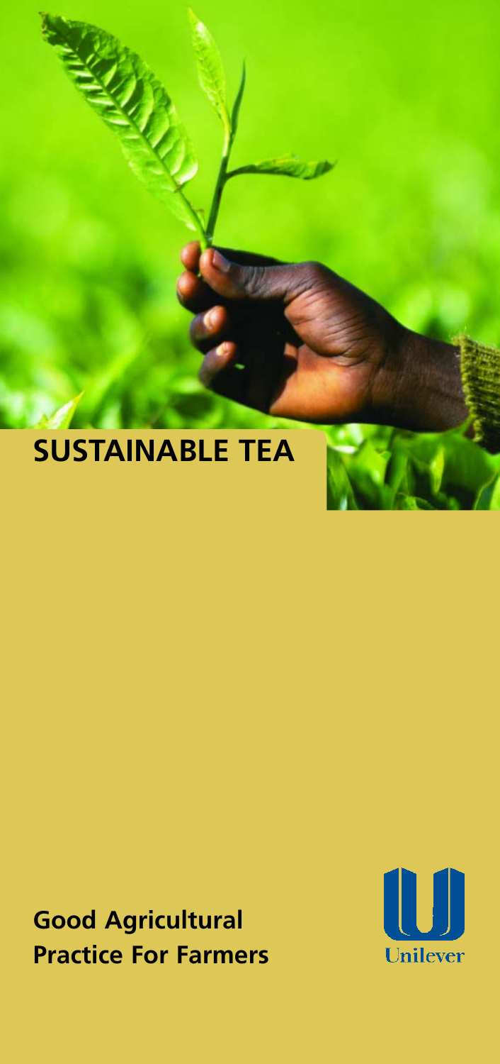# SUSTAINABLE TEA

**Good Agricultural Practice For Farmers**

Unilever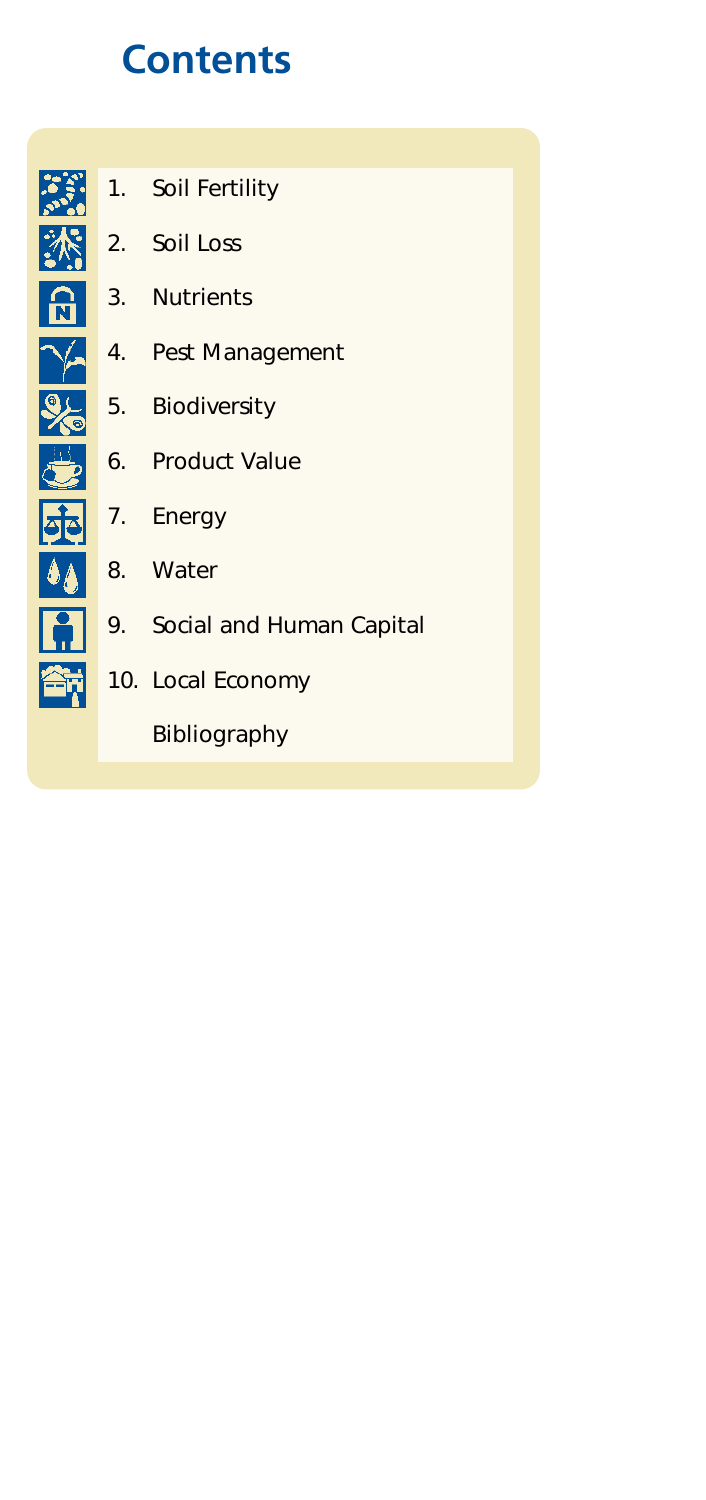# Contents

1. Soil Fertility
2. Soil Loss
3. Nutrients
4. Pest Management
5. Biodiversity
6. Product Value
7. Energy
8. Water
9. Social and Human Capital
10. Local Economy

Bibliography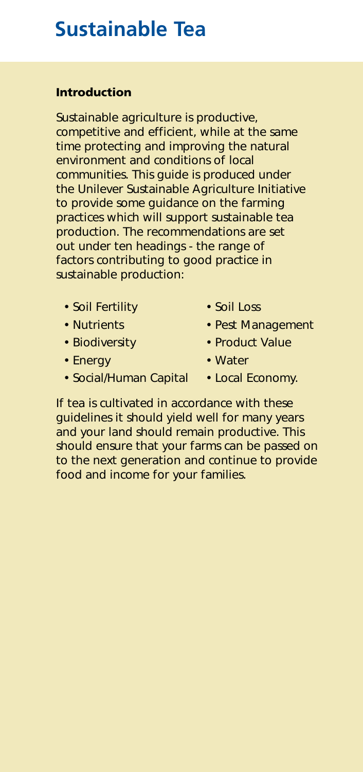# Sustainable Tea

### Introduction

Sustainable agriculture is productive, competitive and efficient, while at the same time protecting and improving the natural environment and conditions of local communities. This guide is produced under the Unilever Sustainable Agriculture Initiative to provide some guidance on the farming practices which will support sustainable tea production. The recommendations are set out under ten headings - the range of factors contributing to good practice in sustainable production:

- Soil Fertility
- Soil Loss
- Nutrients
- Pest Management
- Biodiversity
- Product Value
- Energy
- Water
- Social/Human Capital
- Local Economy.

If tea is cultivated in accordance with these guidelines it should yield well for many years and your land should remain productive. This should ensure that your farms can be passed on to the next generation and continue to provide food and income for your families.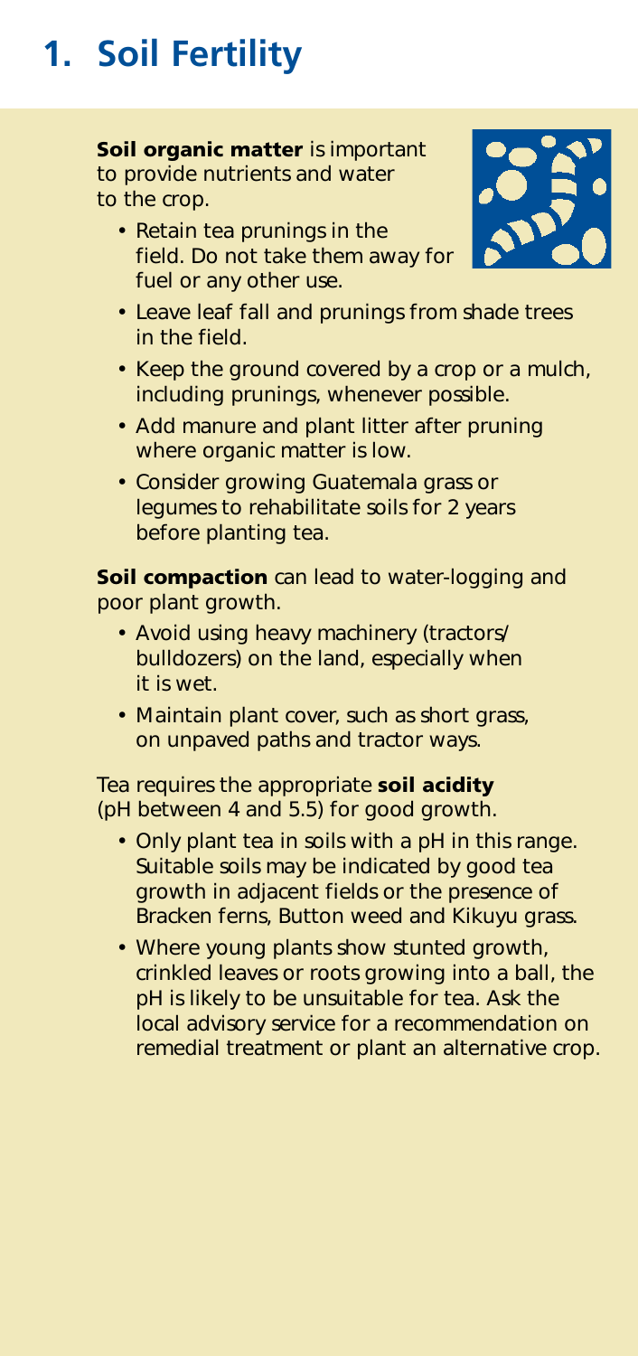# 1. Soil Fertility

**Soil organic matter** is important to provide nutrients and water to the crop.

- Retain tea prunings in the field. Do not take them away for fuel or any other use.
- Leave leaf fall and prunings from shade trees in the field.
- Keep the ground covered by a crop or a mulch, including prunings, whenever possible.
- Add manure and plant litter after pruning where organic matter is low.
- Consider growing Guatemala grass or legumes to rehabilitate soils for 2 years before planting tea.

**Soil compaction** can lead to water-logging and poor plant growth.

- Avoid using heavy machinery (tractors/bulldozers) on the land, especially when it is wet.
- Maintain plant cover, such as short grass, on unpaved paths and tractor ways.

Tea requires the appropriate **soil acidity** (pH between 4 and 5.5) for good growth.

- Only plant tea in soils with a pH in this range. Suitable soils may be indicated by good tea growth in adjacent fields or the presence of Bracken ferns, Button weed and Kikuyu grass.
- Where young plants show stunted growth, crinkled leaves or roots growing into a ball, the pH is likely to be unsuitable for tea. Ask the local advisory service for a recommendation on remedial treatment or plant an alternative crop.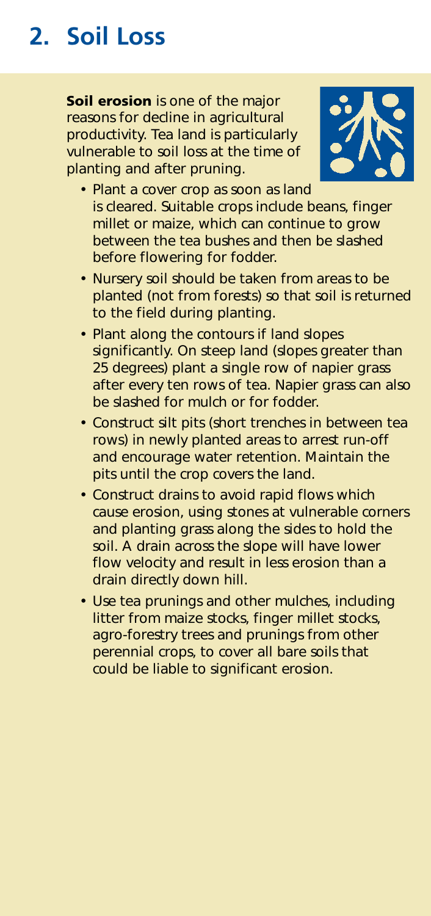## 2. Soil Loss

**Soil erosion** is one of the major reasons for decline in agricultural productivity. Tea land is particularly vulnerable to soil loss at the time of planting and after pruning.

- Plant a cover crop as soon as land is cleared. Suitable crops include beans, finger millet or maize, which can continue to grow between the tea bushes and then be slashed before flowering for fodder.
- Nursery soil should be taken from areas to be planted (not from forests) so that soil is returned to the field during planting.
- Plant along the contours if land slopes significantly. On steep land (slopes greater than 25 degrees) plant a single row of napier grass after every ten rows of tea. Napier grass can also be slashed for mulch or for fodder.
- Construct silt pits (short trenches in between tea rows) in newly planted areas to arrest run-off and encourage water retention. Maintain the pits until the crop covers the land.
- Construct drains to avoid rapid flows which cause erosion, using stones at vulnerable corners and planting grass along the sides to hold the soil. A drain across the slope will have lower flow velocity and result in less erosion than a drain directly down hill.
- Use tea prunings and other mulches, including litter from maize stocks, finger millet stocks, agro-forestry trees and prunings from other perennial crops, to cover all bare soils that could be liable to significant erosion.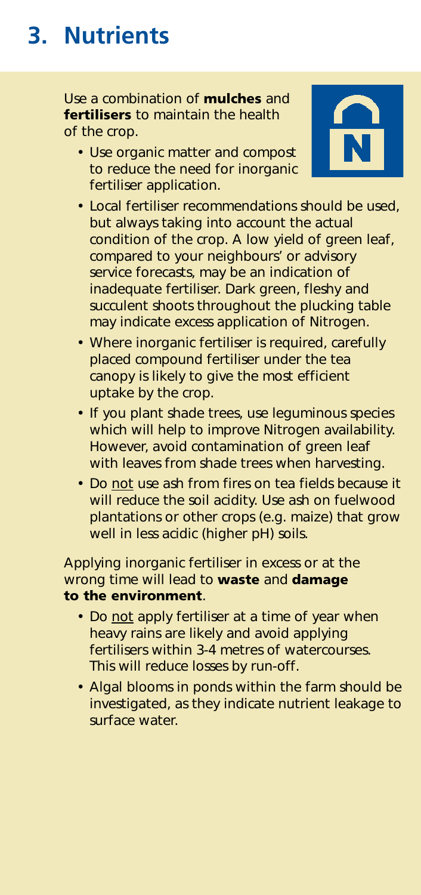# 3. Nutrients

Use a combination of **mulches** and **fertilisers** to maintain the health of the crop.

- Use organic matter and compost to reduce the need for inorganic fertiliser application.
- Local fertiliser recommendations should be used, but always taking into account the actual condition of the crop. A low yield of green leaf, compared to your neighbours' or advisory service forecasts, may be an indication of inadequate fertiliser. Dark green, fleshy and succulent shoots throughout the plucking table may indicate excess application of Nitrogen.
- Where inorganic fertiliser is required, carefully placed compound fertiliser under the tea canopy is likely to give the most efficient uptake by the crop.
- If you plant shade trees, use leguminous species which will help to improve Nitrogen availability. However, avoid contamination of green leaf with leaves from shade trees when harvesting.
- Do not use ash from fires on tea fields because it will reduce the soil acidity. Use ash on fuelwood plantations or other crops (e.g. maize) that grow well in less acidic (higher pH) soils.

Applying inorganic fertiliser in excess or at the wrong time will lead to **waste** and **damage to the environment**.

- Do not apply fertiliser at a time of year when heavy rains are likely and avoid applying fertilisers within 3-4 metres of watercourses. This will reduce losses by run-off.
- Algal blooms in ponds within the farm should be investigated, as they indicate nutrient leakage to surface water.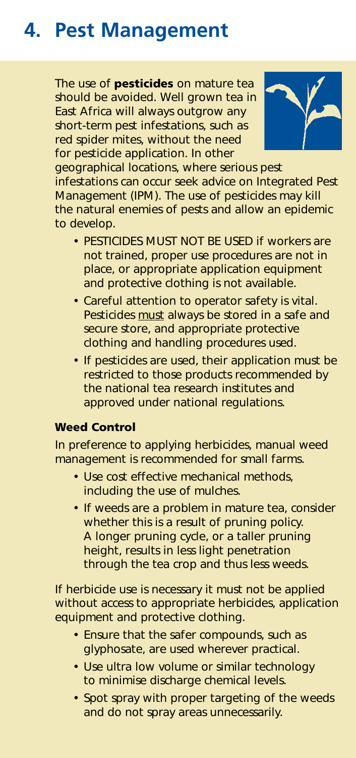# 4. Pest Management

The use of **pesticides** on mature tea should be avoided. Well grown tea in East Africa will always outgrow any short-term pest infestations, such as red spider mites, without the need for pesticide application. In other geographical locations, where serious pest infestations can occur seek advice on Integrated Pest Management (IPM). The use of pesticides may kill the natural enemies of pests and allow an epidemic to develop.

- PESTICIDES MUST NOT BE USED if workers are not trained, proper use procedures are not in place, or appropriate application equipment and protective clothing is not available.
- Careful attention to operator safety is vital. Pesticides must always be stored in a safe and secure store, and appropriate protective clothing and handling procedures used.
- If pesticides are used, their application must be restricted to those products recommended by the national tea research institutes and approved under national regulations.

### Weed Control

In preference to applying herbicides, manual weed management is recommended for small farms.

- Use cost effective mechanical methods, including the use of mulches.
- If weeds are a problem in mature tea, consider whether this is a result of pruning policy. A longer pruning cycle, or a taller pruning height, results in less light penetration through the tea crop and thus less weeds.

If herbicide use is necessary it must not be applied without access to appropriate herbicides, application equipment and protective clothing.

- Ensure that the safer compounds, such as glyphosate, are used wherever practical.
- Use ultra low volume or similar technology to minimise discharge chemical levels.
- Spot spray with proper targeting of the weeds and do not spray areas unnecessarily.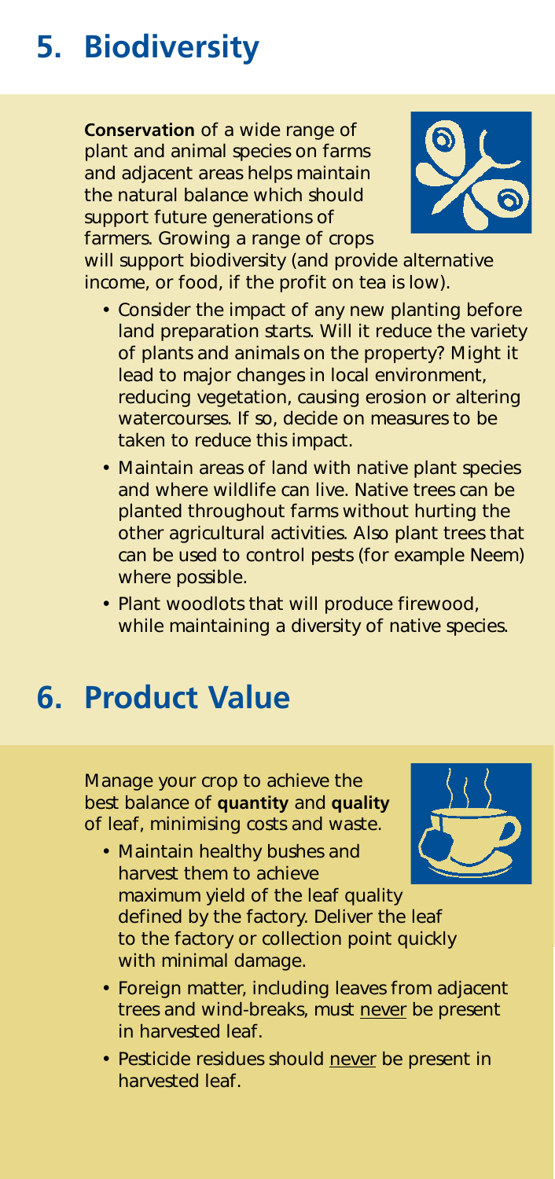# 5. Biodiversity

**Conservation** of a wide range of plant and animal species on farms and adjacent areas helps maintain the natural balance which should support future generations of farmers. Growing a range of crops will support biodiversity (and provide alternative income, or food, if the profit on tea is low).

- Consider the impact of any new planting before land preparation starts. Will it reduce the variety of plants and animals on the property? Might it lead to major changes in local environment, reducing vegetation, causing erosion or altering watercourses. If so, decide on measures to be taken to reduce this impact.
- Maintain areas of land with native plant species and where wildlife can live. Native trees can be planted throughout farms without hurting the other agricultural activities. Also plant trees that can be used to control pests (for example Neem) where possible.
- Plant woodlots that will produce firewood, while maintaining a diversity of native species.

# 6. Product Value

Manage your crop to achieve the best balance of **quantity** and **quality** of leaf, minimising costs and waste.

- Maintain healthy bushes and harvest them to achieve maximum yield of the leaf quality defined by the factory. Deliver the leaf to the factory or collection point quickly with minimal damage.
- Foreign matter, including leaves from adjacent trees and wind-breaks, must <u>never</u> be present in harvested leaf.
- Pesticide residues should <u>never</u> be present in harvested leaf.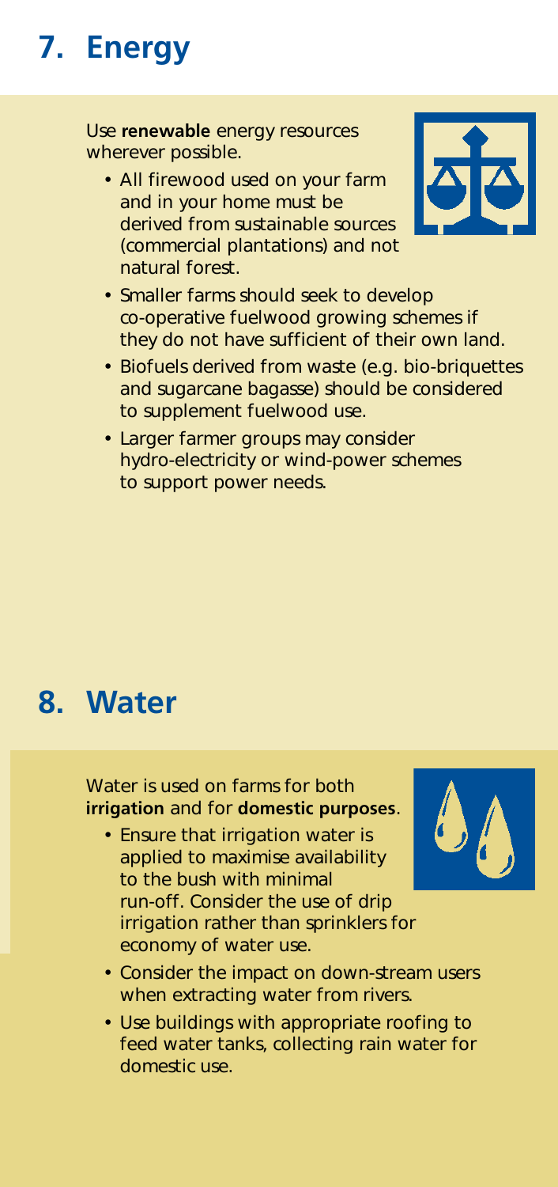# 7. Energy

Use **renewable** energy resources wherever possible.

- All firewood used on your farm and in your home must be derived from sustainable sources (commercial plantations) and not natural forest.
- Smaller farms should seek to develop co-operative fuelwood growing schemes if they do not have sufficient of their own land.
- Biofuels derived from waste (e.g. bio-briquettes and sugarcane bagasse) should be considered to supplement fuelwood use.
- Larger farmer groups may consider hydro-electricity or wind-power schemes to support power needs.

# 8. Water

Water is used on farms for both **irrigation** and for **domestic purposes**.

- Ensure that irrigation water is applied to maximise availability to the bush with minimal run-off. Consider the use of drip irrigation rather than sprinklers for economy of water use.
- Consider the impact on down-stream users when extracting water from rivers.
- Use buildings with appropriate roofing to feed water tanks, collecting rain water for domestic use.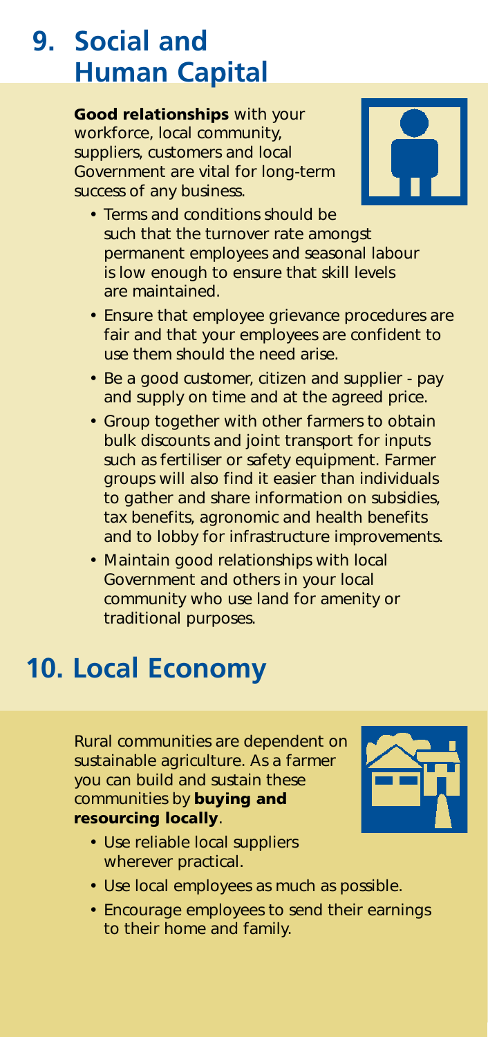## 9. Social and Human Capital

**Good relationships** with your workforce, local community, suppliers, customers and local Government are vital for long-term success of any business.

- Terms and conditions should be such that the turnover rate amongst permanent employees and seasonal labour is low enough to ensure that skill levels are maintained.
- Ensure that employee grievance procedures are fair and that your employees are confident to use them should the need arise.
- Be a good customer, citizen and supplier - pay and supply on time and at the agreed price.
- Group together with other farmers to obtain bulk discounts and joint transport for inputs such as fertiliser or safety equipment. Farmer groups will also find it easier than individuals to gather and share information on subsidies, tax benefits, agronomic and health benefits and to lobby for infrastructure improvements.
- Maintain good relationships with local Government and others in your local community who use land for amenity or traditional purposes.

## 10. Local Economy

Rural communities are dependent on sustainable agriculture. As a farmer you can build and sustain these communities by **buying and resourcing locally**.

- Use reliable local suppliers wherever practical.
- Use local employees as much as possible.
- Encourage employees to send their earnings to their home and family.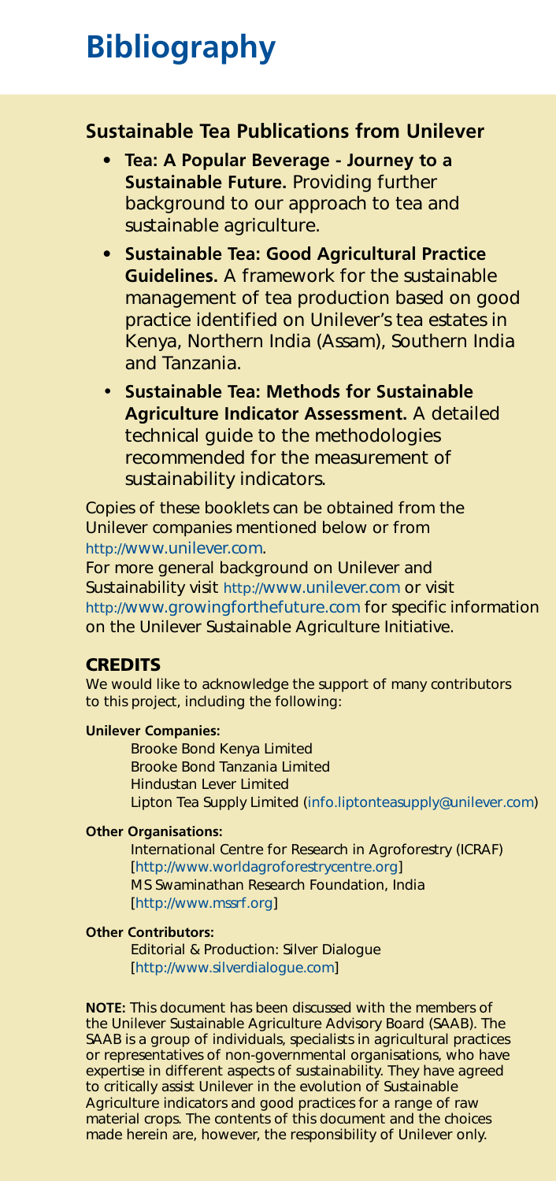# Bibliography

## Sustainable Tea Publications from Unilever

- **Tea: A Popular Beverage - Journey to a Sustainable Future.** Providing further background to our approach to tea and sustainable agriculture.
- **Sustainable Tea: Good Agricultural Practice Guidelines.** A framework for the sustainable management of tea production based on good practice identified on Unilever's tea estates in Kenya, Northern India (Assam), Southern India and Tanzania.
- **Sustainable Tea: Methods for Sustainable Agriculture Indicator Assessment.** A detailed technical guide to the methodologies recommended for the measurement of sustainability indicators.

Copies of these booklets can be obtained from the Unilever companies mentioned below or from http://www.unilever.com.

For more general background on Unilever and Sustainability visit http://www.unilever.com or visit http://www.growingforthefuture.com for specific information on the Unilever Sustainable Agriculture Initiative.

## CREDITS

We would like to acknowledge the support of many contributors to this project, including the following:

**Unilever Companies:**

Brooke Bond Kenya Limited
Brooke Bond Tanzania Limited
Hindustan Lever Limited
Lipton Tea Supply Limited (info.liptonteasupply@unilever.com)

**Other Organisations:**

International Centre for Research in Agroforestry (ICRAF) [http://www.worldagroforestrycentre.org]
MS Swaminathan Research Foundation, India [http://www.mssrf.org]

**Other Contributors:**

Editorial & Production: Silver Dialogue [http://www.silverdialogue.com]

**NOTE:** This document has been discussed with the members of the Unilever Sustainable Agriculture Advisory Board (SAAB). The SAAB is a group of individuals, specialists in agricultural practices or representatives of non-governmental organisations, who have expertise in different aspects of sustainability. They have agreed to critically assist Unilever in the evolution of Sustainable Agriculture indicators and good practices for a range of raw material crops. The contents of this document and the choices made herein are, however, the responsibility of Unilever only.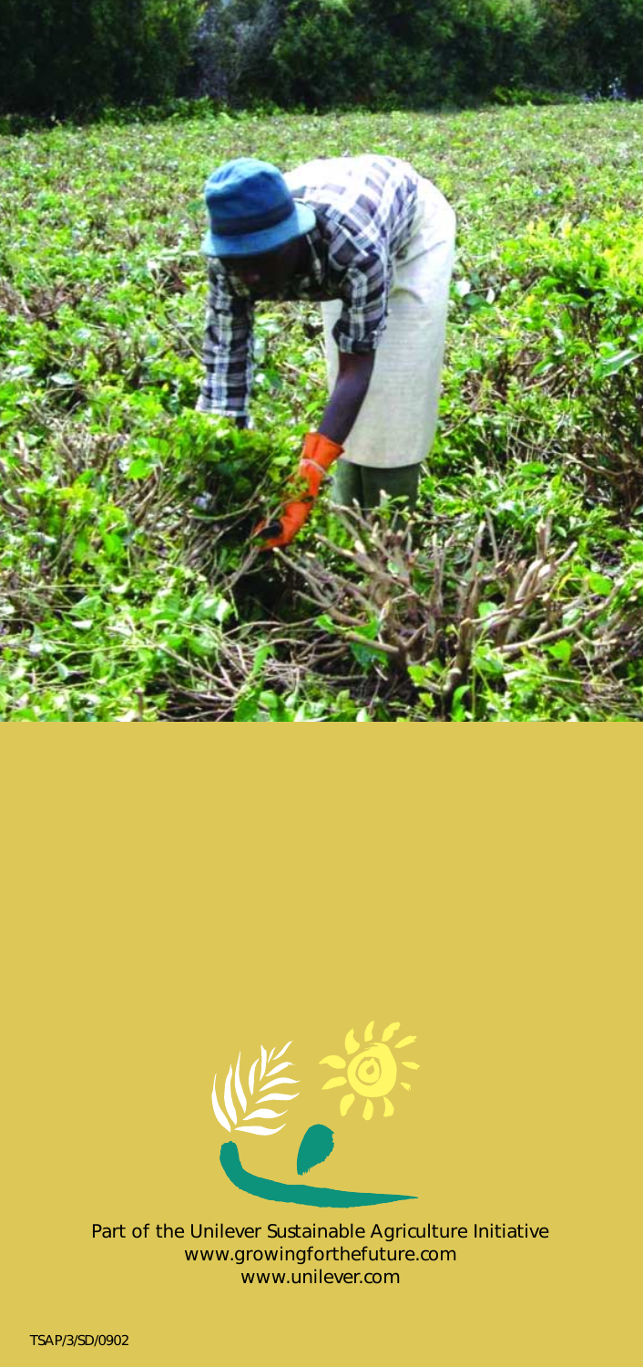Part of the Unilever Sustainable Agriculture Initiative
www.growingforthefuture.com
www.unilever.com

TSAP/3/SD/0902